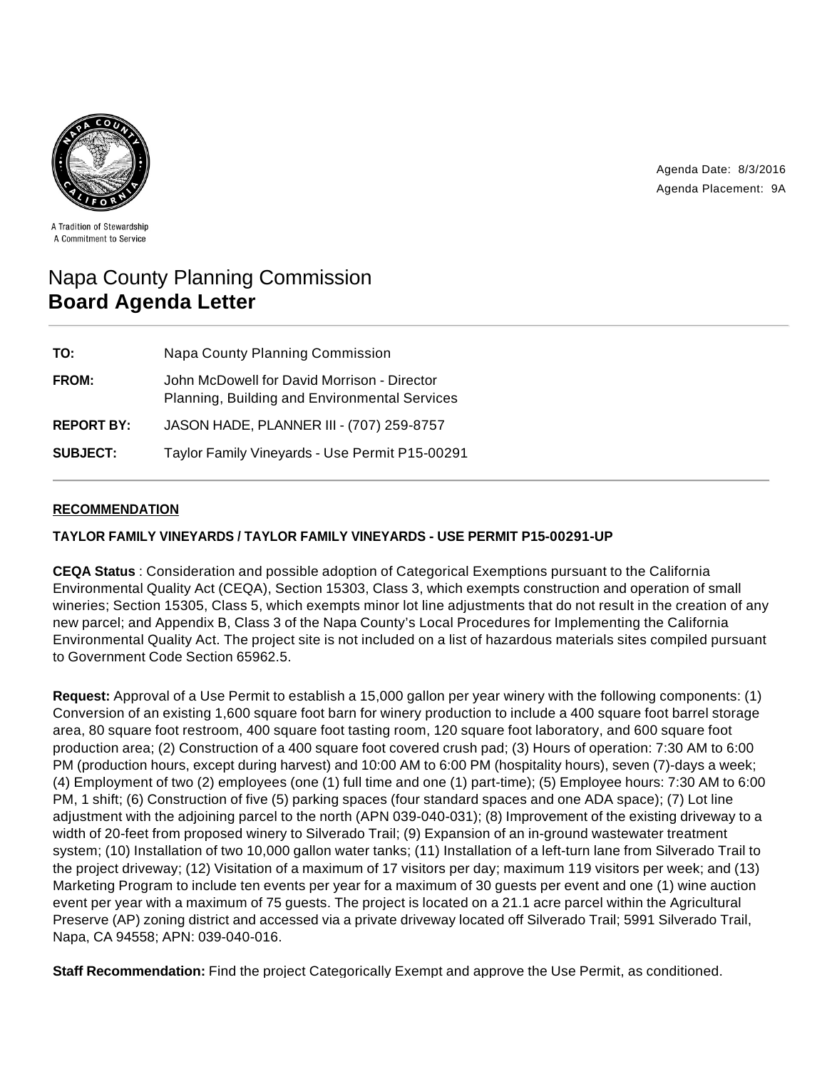A Tradition of Stewardship
A Commitment to Service

Agenda Date: 8/3/2016
Agenda Placement: 9A

# Napa County Planning Commission
# **Board Agenda Letter**

| | |
|---|---|
| **TO:** | Napa County Planning Commission |
| **FROM:** | John McDowell for David Morrison - Director Planning, Building and Environmental Services |
| **REPORT BY:** | JASON HADE, PLANNER III - (707) 259-8757 |
| **SUBJECT:** | Taylor Family Vineyards - Use Permit P15-00291 |

## RECOMMENDATION

**TAYLOR FAMILY VINEYARDS / TAYLOR FAMILY VINEYARDS - USE PERMIT P15-00291-UP**

**CEQA Status** : Consideration and possible adoption of Categorical Exemptions pursuant to the California Environmental Quality Act (CEQA), Section 15303, Class 3, which exempts construction and operation of small wineries; Section 15305, Class 5, which exempts minor lot line adjustments that do not result in the creation of any new parcel; and Appendix B, Class 3 of the Napa County's Local Procedures for Implementing the California Environmental Quality Act. The project site is not included on a list of hazardous materials sites compiled pursuant to Government Code Section 65962.5.

**Request:** Approval of a Use Permit to establish a 15,000 gallon per year winery with the following components: (1) Conversion of an existing 1,600 square foot barn for winery production to include a 400 square foot barrel storage area, 80 square foot restroom, 400 square foot tasting room, 120 square foot laboratory, and 600 square foot production area; (2) Construction of a 400 square foot covered crush pad; (3) Hours of operation: 7:30 AM to 6:00 PM (production hours, except during harvest) and 10:00 AM to 6:00 PM (hospitality hours), seven (7)-days a week; (4) Employment of two (2) employees (one (1) full time and one (1) part-time); (5) Employee hours: 7:30 AM to 6:00 PM, 1 shift; (6) Construction of five (5) parking spaces (four standard spaces and one ADA space); (7) Lot line adjustment with the adjoining parcel to the north (APN 039-040-031); (8) Improvement of the existing driveway to a width of 20-feet from proposed winery to Silverado Trail; (9) Expansion of an in-ground wastewater treatment system; (10) Installation of two 10,000 gallon water tanks; (11) Installation of a left-turn lane from Silverado Trail to the project driveway; (12) Visitation of a maximum of 17 visitors per day; maximum 119 visitors per week; and (13) Marketing Program to include ten events per year for a maximum of 30 guests per event and one (1) wine auction event per year with a maximum of 75 guests. The project is located on a 21.1 acre parcel within the Agricultural Preserve (AP) zoning district and accessed via a private driveway located off Silverado Trail; 5991 Silverado Trail, Napa, CA 94558; APN: 039-040-016.

**Staff Recommendation:** Find the project Categorically Exempt and approve the Use Permit, as conditioned.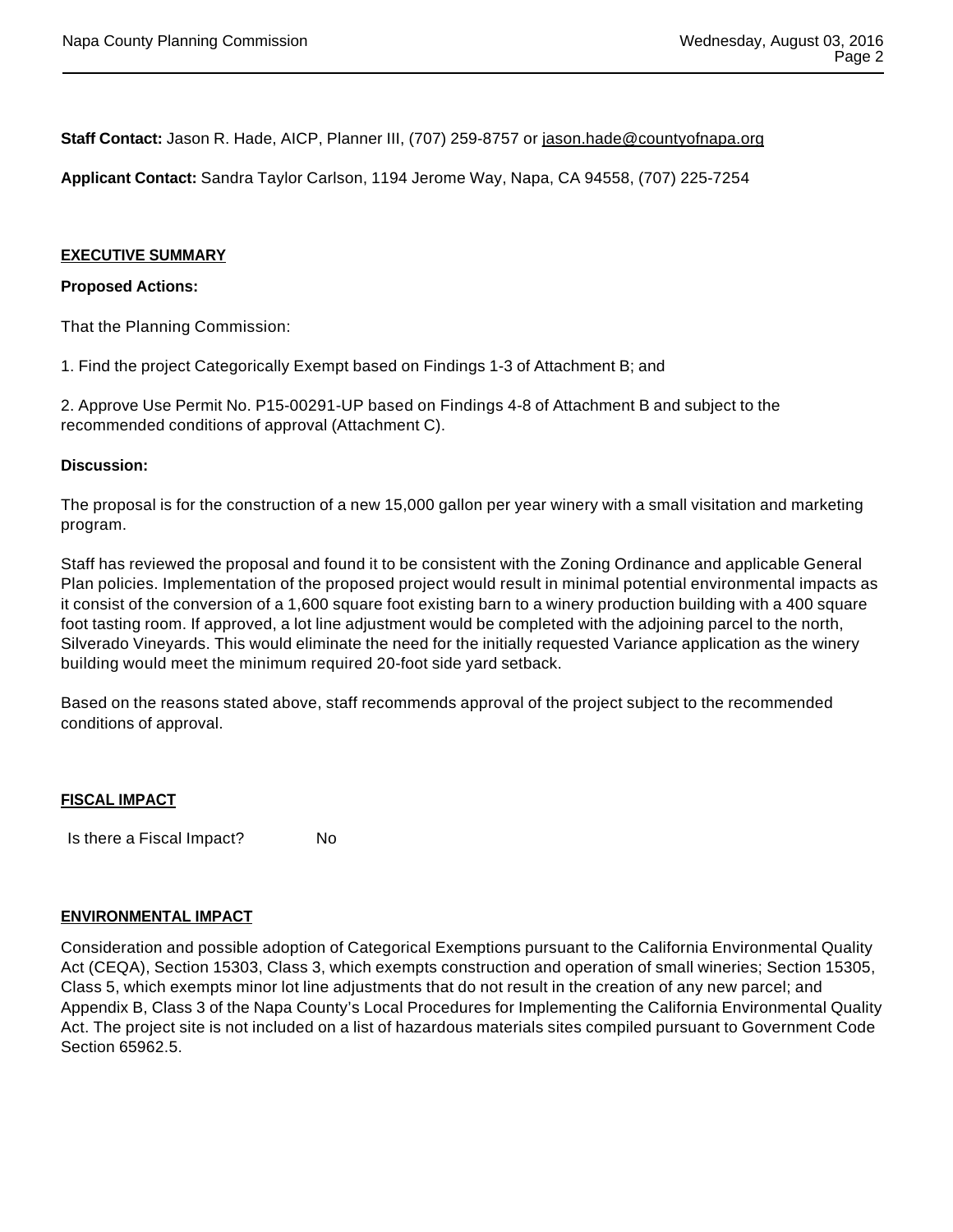**Staff Contact:** Jason R. Hade, AICP, Planner III, (707) 259-8757 or jason.hade@countyofnapa.org

**Applicant Contact:** Sandra Taylor Carlson, 1194 Jerome Way, Napa, CA 94558, (707) 225-7254

## EXECUTIVE SUMMARY

**Proposed Actions:**

That the Planning Commission:

1. Find the project Categorically Exempt based on Findings 1-3 of Attachment B; and

2. Approve Use Permit No. P15-00291-UP based on Findings 4-8 of Attachment B and subject to the recommended conditions of approval (Attachment C).

**Discussion:**

The proposal is for the construction of a new 15,000 gallon per year winery with a small visitation and marketing program.

Staff has reviewed the proposal and found it to be consistent with the Zoning Ordinance and applicable General Plan policies. Implementation of the proposed project would result in minimal potential environmental impacts as it consist of the conversion of a 1,600 square foot existing barn to a winery production building with a 400 square foot tasting room. If approved, a lot line adjustment would be completed with the adjoining parcel to the north, Silverado Vineyards. This would eliminate the need for the initially requested Variance application as the winery building would meet the minimum required 20-foot side yard setback.

Based on the reasons stated above, staff recommends approval of the project subject to the recommended conditions of approval.

## FISCAL IMPACT

Is there a Fiscal Impact? No

## ENVIRONMENTAL IMPACT

Consideration and possible adoption of Categorical Exemptions pursuant to the California Environmental Quality Act (CEQA), Section 15303, Class 3, which exempts construction and operation of small wineries; Section 15305, Class 5, which exempts minor lot line adjustments that do not result in the creation of any new parcel; and Appendix B, Class 3 of the Napa County's Local Procedures for Implementing the California Environmental Quality Act. The project site is not included on a list of hazardous materials sites compiled pursuant to Government Code Section 65962.5.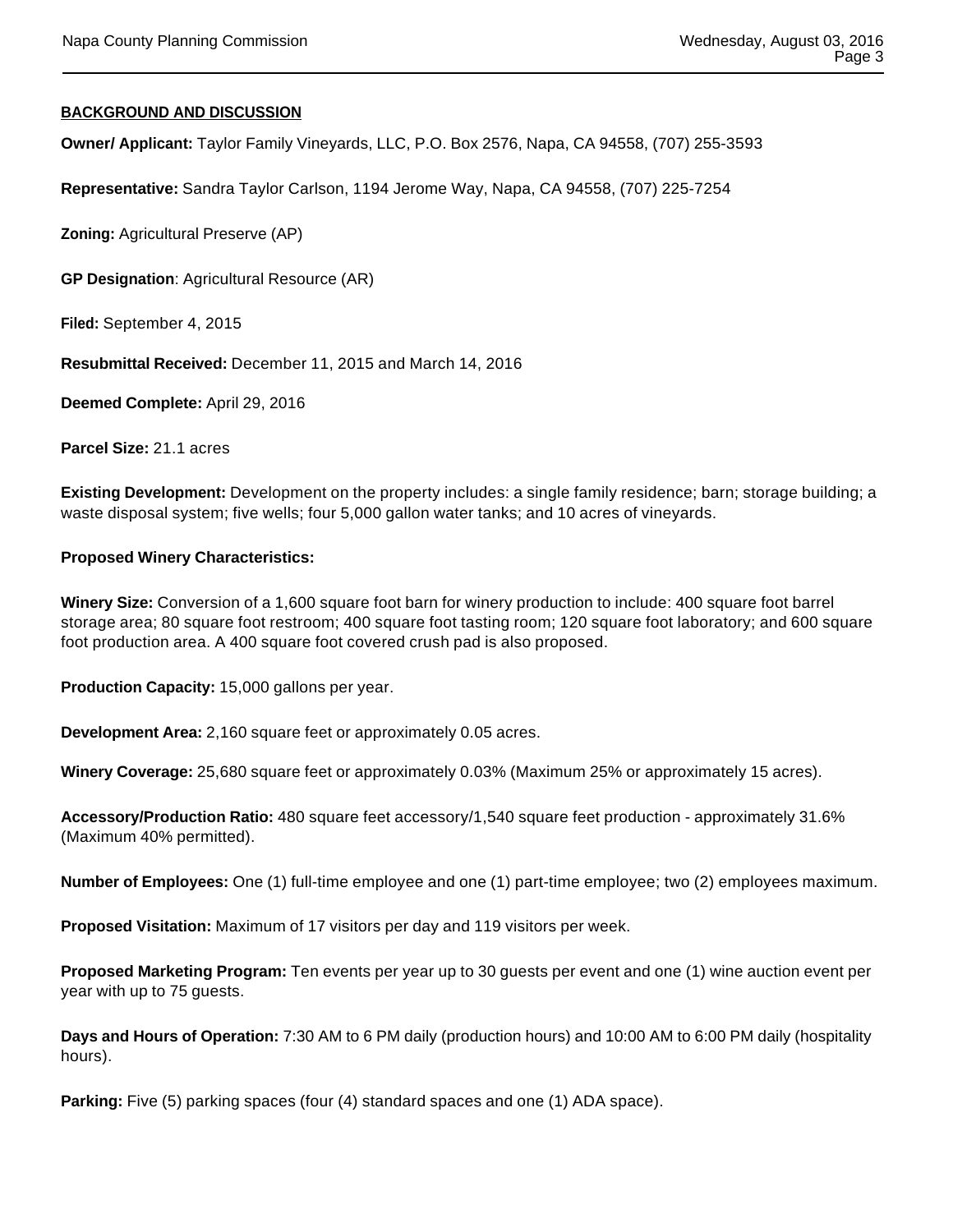**BACKGROUND AND DISCUSSION**

**Owner/ Applicant:** Taylor Family Vineyards, LLC, P.O. Box 2576, Napa, CA 94558, (707) 255-3593

**Representative:** Sandra Taylor Carlson, 1194 Jerome Way, Napa, CA 94558, (707) 225-7254

**Zoning:** Agricultural Preserve (AP)

**GP Designation**: Agricultural Resource (AR)

**Filed:** September 4, 2015

**Resubmittal Received:** December 11, 2015 and March 14, 2016

**Deemed Complete:** April 29, 2016

**Parcel Size:** 21.1 acres

**Existing Development:** Development on the property includes: a single family residence; barn; storage building; a waste disposal system; five wells; four 5,000 gallon water tanks; and 10 acres of vineyards.

**Proposed Winery Characteristics:**

**Winery Size:** Conversion of a 1,600 square foot barn for winery production to include: 400 square foot barrel storage area; 80 square foot restroom; 400 square foot tasting room; 120 square foot laboratory; and 600 square foot production area. A 400 square foot covered crush pad is also proposed.

**Production Capacity:** 15,000 gallons per year.

**Development Area:** 2,160 square feet or approximately 0.05 acres.

**Winery Coverage:** 25,680 square feet or approximately 0.03% (Maximum 25% or approximately 15 acres).

**Accessory/Production Ratio:** 480 square feet accessory/1,540 square feet production - approximately 31.6% (Maximum 40% permitted).

**Number of Employees:** One (1) full-time employee and one (1) part-time employee; two (2) employees maximum.

**Proposed Visitation:** Maximum of 17 visitors per day and 119 visitors per week.

**Proposed Marketing Program:** Ten events per year up to 30 guests per event and one (1) wine auction event per year with up to 75 guests.

**Days and Hours of Operation:** 7:30 AM to 6 PM daily (production hours) and 10:00 AM to 6:00 PM daily (hospitality hours).

**Parking:** Five (5) parking spaces (four (4) standard spaces and one (1) ADA space).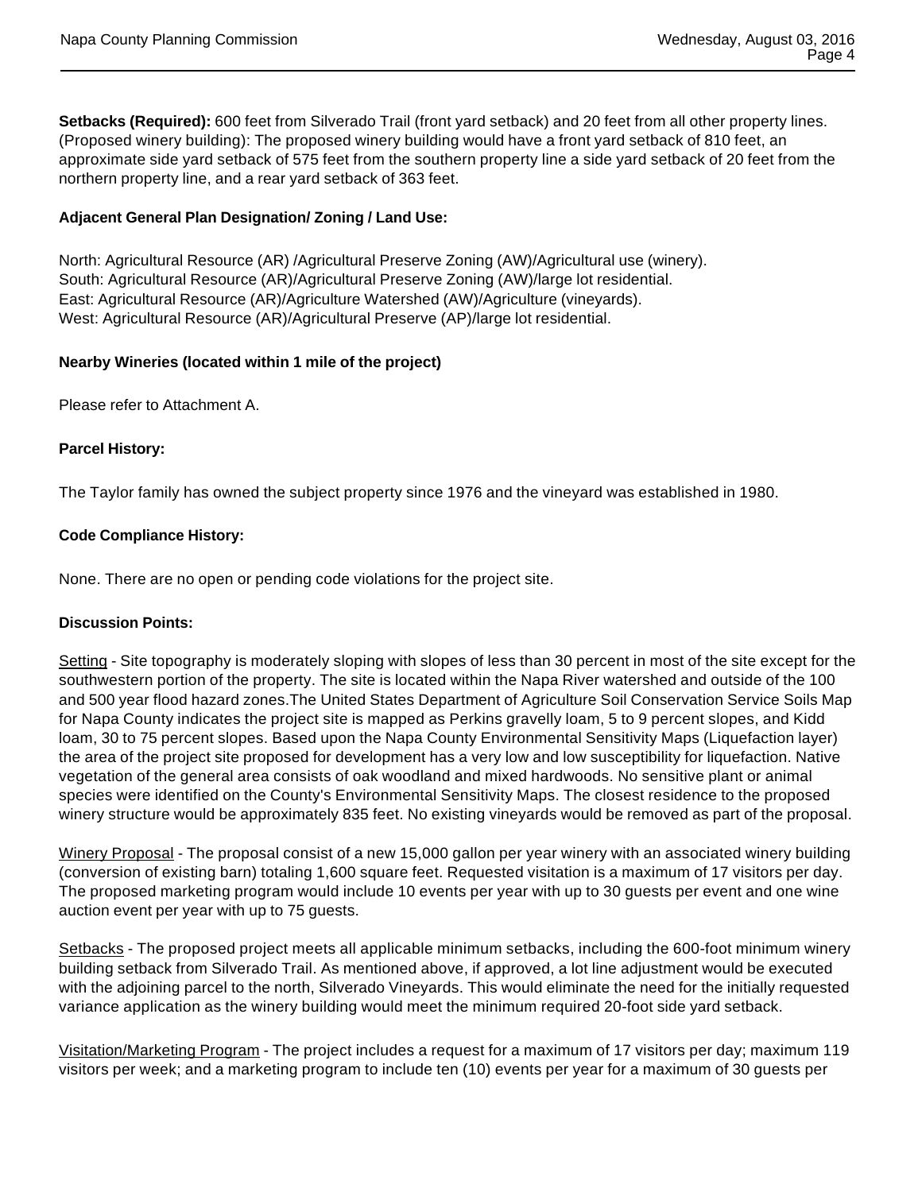**Setbacks (Required):** 600 feet from Silverado Trail (front yard setback) and 20 feet from all other property lines. (Proposed winery building): The proposed winery building would have a front yard setback of 810 feet, an approximate side yard setback of 575 feet from the southern property line a side yard setback of 20 feet from the northern property line, and a rear yard setback of 363 feet.

**Adjacent General Plan Designation/ Zoning / Land Use:**

North: Agricultural Resource (AR) /Agricultural Preserve Zoning (AW)/Agricultural use (winery).
South: Agricultural Resource (AR)/Agricultural Preserve Zoning (AW)/large lot residential.
East: Agricultural Resource (AR)/Agriculture Watershed (AW)/Agriculture (vineyards).
West: Agricultural Resource (AR)/Agricultural Preserve (AP)/large lot residential.

**Nearby Wineries (located within 1 mile of the project)**

Please refer to Attachment A.

**Parcel History:**

The Taylor family has owned the subject property since 1976 and the vineyard was established in 1980.

**Code Compliance History:**

None. There are no open or pending code violations for the project site.

**Discussion Points:**

Setting - Site topography is moderately sloping with slopes of less than 30 percent in most of the site except for the southwestern portion of the property. The site is located within the Napa River watershed and outside of the 100 and 500 year flood hazard zones.The United States Department of Agriculture Soil Conservation Service Soils Map for Napa County indicates the project site is mapped as Perkins gravelly loam, 5 to 9 percent slopes, and Kidd loam, 30 to 75 percent slopes. Based upon the Napa County Environmental Sensitivity Maps (Liquefaction layer) the area of the project site proposed for development has a very low and low susceptibility for liquefaction. Native vegetation of the general area consists of oak woodland and mixed hardwoods. No sensitive plant or animal species were identified on the County's Environmental Sensitivity Maps. The closest residence to the proposed winery structure would be approximately 835 feet. No existing vineyards would be removed as part of the proposal.

Winery Proposal - The proposal consist of a new 15,000 gallon per year winery with an associated winery building (conversion of existing barn) totaling 1,600 square feet. Requested visitation is a maximum of 17 visitors per day. The proposed marketing program would include 10 events per year with up to 30 guests per event and one wine auction event per year with up to 75 guests.

Setbacks - The proposed project meets all applicable minimum setbacks, including the 600-foot minimum winery building setback from Silverado Trail. As mentioned above, if approved, a lot line adjustment would be executed with the adjoining parcel to the north, Silverado Vineyards. This would eliminate the need for the initially requested variance application as the winery building would meet the minimum required 20-foot side yard setback.

Visitation/Marketing Program - The project includes a request for a maximum of 17 visitors per day; maximum 119 visitors per week; and a marketing program to include ten (10) events per year for a maximum of 30 guests per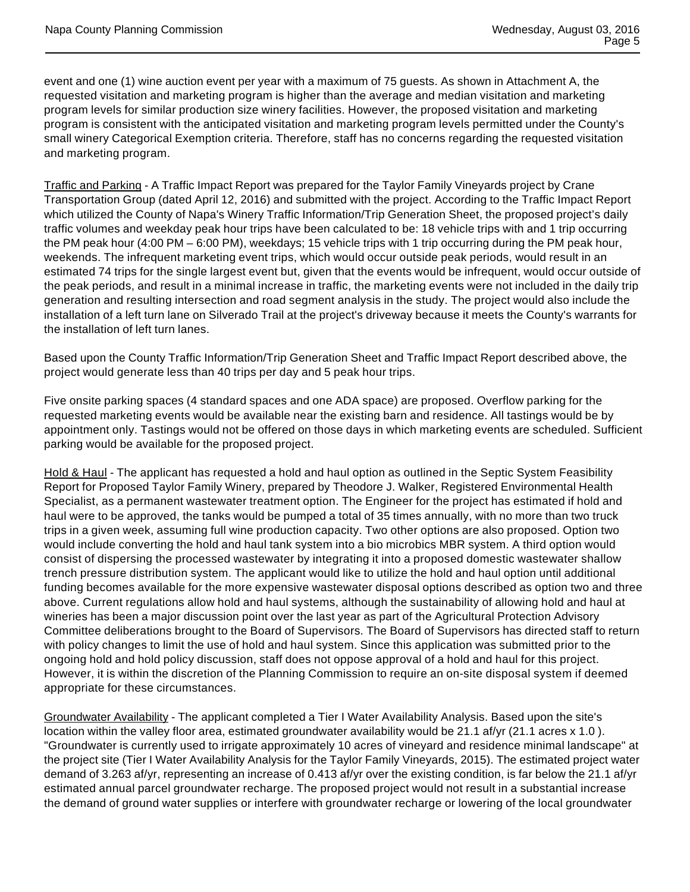event and one (1) wine auction event per year with a maximum of 75 guests. As shown in Attachment A, the requested visitation and marketing program is higher than the average and median visitation and marketing program levels for similar production size winery facilities. However, the proposed visitation and marketing program is consistent with the anticipated visitation and marketing program levels permitted under the County's small winery Categorical Exemption criteria. Therefore, staff has no concerns regarding the requested visitation and marketing program.

Traffic and Parking - A Traffic Impact Report was prepared for the Taylor Family Vineyards project by Crane Transportation Group (dated April 12, 2016) and submitted with the project. According to the Traffic Impact Report which utilized the County of Napa's Winery Traffic Information/Trip Generation Sheet, the proposed project's daily traffic volumes and weekday peak hour trips have been calculated to be: 18 vehicle trips with and 1 trip occurring the PM peak hour (4:00 PM – 6:00 PM), weekdays; 15 vehicle trips with 1 trip occurring during the PM peak hour, weekends. The infrequent marketing event trips, which would occur outside peak periods, would result in an estimated 74 trips for the single largest event but, given that the events would be infrequent, would occur outside of the peak periods, and result in a minimal increase in traffic, the marketing events were not included in the daily trip generation and resulting intersection and road segment analysis in the study. The project would also include the installation of a left turn lane on Silverado Trail at the project's driveway because it meets the County's warrants for the installation of left turn lanes.

Based upon the County Traffic Information/Trip Generation Sheet and Traffic Impact Report described above, the project would generate less than 40 trips per day and 5 peak hour trips.

Five onsite parking spaces (4 standard spaces and one ADA space) are proposed. Overflow parking for the requested marketing events would be available near the existing barn and residence. All tastings would be by appointment only. Tastings would not be offered on those days in which marketing events are scheduled. Sufficient parking would be available for the proposed project.

Hold & Haul - The applicant has requested a hold and haul option as outlined in the Septic System Feasibility Report for Proposed Taylor Family Winery, prepared by Theodore J. Walker, Registered Environmental Health Specialist, as a permanent wastewater treatment option. The Engineer for the project has estimated if hold and haul were to be approved, the tanks would be pumped a total of 35 times annually, with no more than two truck trips in a given week, assuming full wine production capacity. Two other options are also proposed. Option two would include converting the hold and haul tank system into a bio microbics MBR system. A third option would consist of dispersing the processed wastewater by integrating it into a proposed domestic wastewater shallow trench pressure distribution system. The applicant would like to utilize the hold and haul option until additional funding becomes available for the more expensive wastewater disposal options described as option two and three above. Current regulations allow hold and haul systems, although the sustainability of allowing hold and haul at wineries has been a major discussion point over the last year as part of the Agricultural Protection Advisory Committee deliberations brought to the Board of Supervisors. The Board of Supervisors has directed staff to return with policy changes to limit the use of hold and haul system. Since this application was submitted prior to the ongoing hold and hold policy discussion, staff does not oppose approval of a hold and haul for this project. However, it is within the discretion of the Planning Commission to require an on-site disposal system if deemed appropriate for these circumstances.

Groundwater Availability - The applicant completed a Tier I Water Availability Analysis. Based upon the site's location within the valley floor area, estimated groundwater availability would be 21.1 af/yr (21.1 acres x 1.0 ). "Groundwater is currently used to irrigate approximately 10 acres of vineyard and residence minimal landscape" at the project site (Tier I Water Availability Analysis for the Taylor Family Vineyards, 2015). The estimated project water demand of 3.263 af/yr, representing an increase of 0.413 af/yr over the existing condition, is far below the 21.1 af/yr estimated annual parcel groundwater recharge. The proposed project would not result in a substantial increase the demand of ground water supplies or interfere with groundwater recharge or lowering of the local groundwater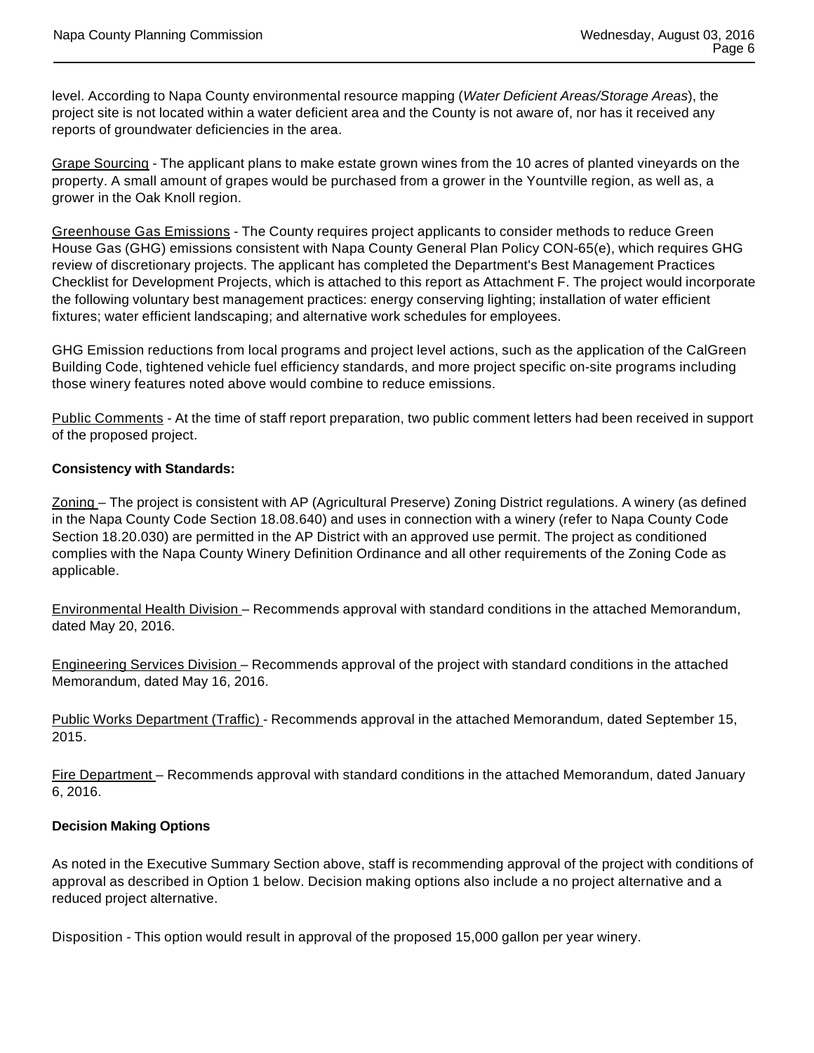level. According to Napa County environmental resource mapping (*Water Deficient Areas/Storage Areas*), the project site is not located within a water deficient area and the County is not aware of, nor has it received any reports of groundwater deficiencies in the area.

Grape Sourcing - The applicant plans to make estate grown wines from the 10 acres of planted vineyards on the property. A small amount of grapes would be purchased from a grower in the Yountville region, as well as, a grower in the Oak Knoll region.

Greenhouse Gas Emissions - The County requires project applicants to consider methods to reduce Green House Gas (GHG) emissions consistent with Napa County General Plan Policy CON-65(e), which requires GHG review of discretionary projects. The applicant has completed the Department's Best Management Practices Checklist for Development Projects, which is attached to this report as Attachment F. The project would incorporate the following voluntary best management practices: energy conserving lighting; installation of water efficient fixtures; water efficient landscaping; and alternative work schedules for employees.

GHG Emission reductions from local programs and project level actions, such as the application of the CalGreen Building Code, tightened vehicle fuel efficiency standards, and more project specific on-site programs including those winery features noted above would combine to reduce emissions.

Public Comments - At the time of staff report preparation, two public comment letters had been received in support of the proposed project.

**Consistency with Standards:**

Zoning – The project is consistent with AP (Agricultural Preserve) Zoning District regulations. A winery (as defined in the Napa County Code Section 18.08.640) and uses in connection with a winery (refer to Napa County Code Section 18.20.030) are permitted in the AP District with an approved use permit. The project as conditioned complies with the Napa County Winery Definition Ordinance and all other requirements of the Zoning Code as applicable.

Environmental Health Division – Recommends approval with standard conditions in the attached Memorandum, dated May 20, 2016.

Engineering Services Division – Recommends approval of the project with standard conditions in the attached Memorandum, dated May 16, 2016.

Public Works Department (Traffic) - Recommends approval in the attached Memorandum, dated September 15, 2015.

Fire Department – Recommends approval with standard conditions in the attached Memorandum, dated January 6, 2016.

**Decision Making Options**

As noted in the Executive Summary Section above, staff is recommending approval of the project with conditions of approval as described in Option 1 below. Decision making options also include a no project alternative and a reduced project alternative.

Disposition - This option would result in approval of the proposed 15,000 gallon per year winery.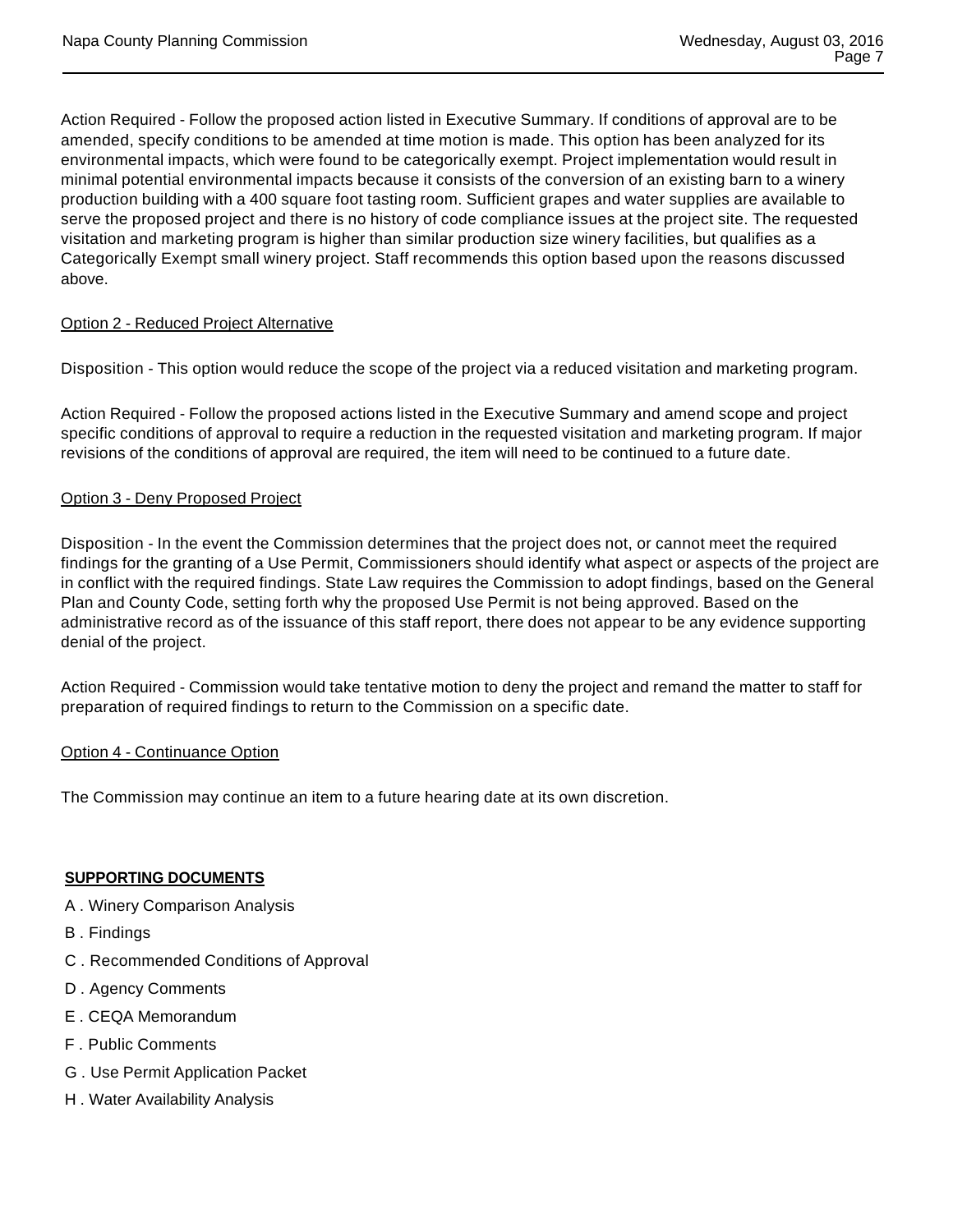Action Required - Follow the proposed action listed in Executive Summary. If conditions of approval are to be amended, specify conditions to be amended at time motion is made. This option has been analyzed for its environmental impacts, which were found to be categorically exempt. Project implementation would result in minimal potential environmental impacts because it consists of the conversion of an existing barn to a winery production building with a 400 square foot tasting room. Sufficient grapes and water supplies are available to serve the proposed project and there is no history of code compliance issues at the project site. The requested visitation and marketing program is higher than similar production size winery facilities, but qualifies as a Categorically Exempt small winery project. Staff recommends this option based upon the reasons discussed above.

<u>Option 2 - Reduced Project Alternative</u>

Disposition - This option would reduce the scope of the project via a reduced visitation and marketing program.

Action Required - Follow the proposed actions listed in the Executive Summary and amend scope and project specific conditions of approval to require a reduction in the requested visitation and marketing program. If major revisions of the conditions of approval are required, the item will need to be continued to a future date.

<u>Option 3 - Deny Proposed Project</u>

Disposition - In the event the Commission determines that the project does not, or cannot meet the required findings for the granting of a Use Permit, Commissioners should identify what aspect or aspects of the project are in conflict with the required findings. State Law requires the Commission to adopt findings, based on the General Plan and County Code, setting forth why the proposed Use Permit is not being approved. Based on the administrative record as of the issuance of this staff report, there does not appear to be any evidence supporting denial of the project.

Action Required - Commission would take tentative motion to deny the project and remand the matter to staff for preparation of required findings to return to the Commission on a specific date.

<u>Option 4 - Continuance Option</u>

The Commission may continue an item to a future hearing date at its own discretion.

**SUPPORTING DOCUMENTS**

A . Winery Comparison Analysis

B . Findings

C . Recommended Conditions of Approval

D . Agency Comments

E . CEQA Memorandum

F . Public Comments

G . Use Permit Application Packet

H . Water Availability Analysis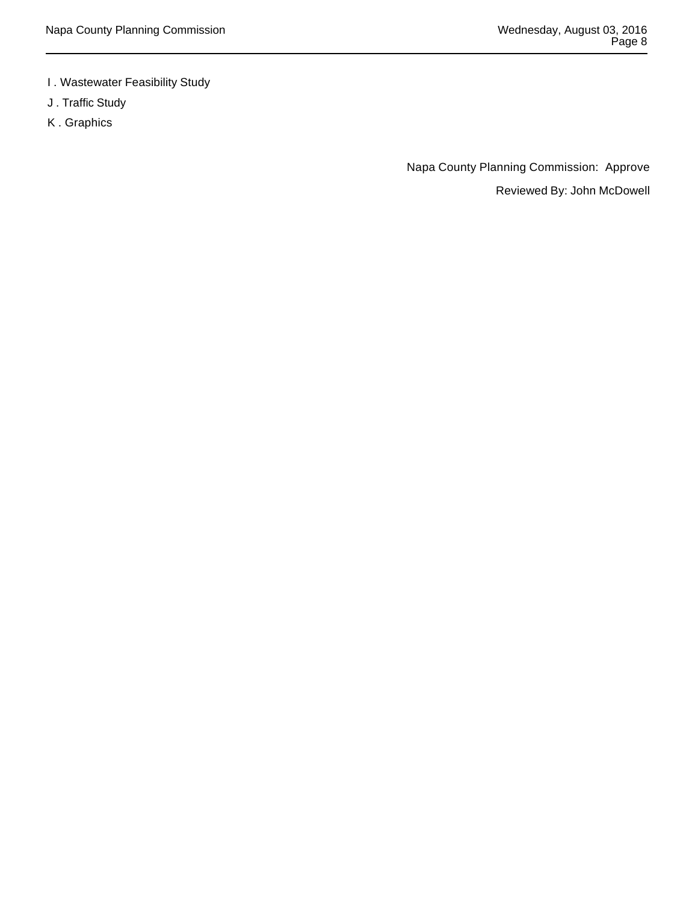I . Wastewater Feasibility Study

J . Traffic Study

K . Graphics

Napa County Planning Commission: Approve

Reviewed By: John McDowell